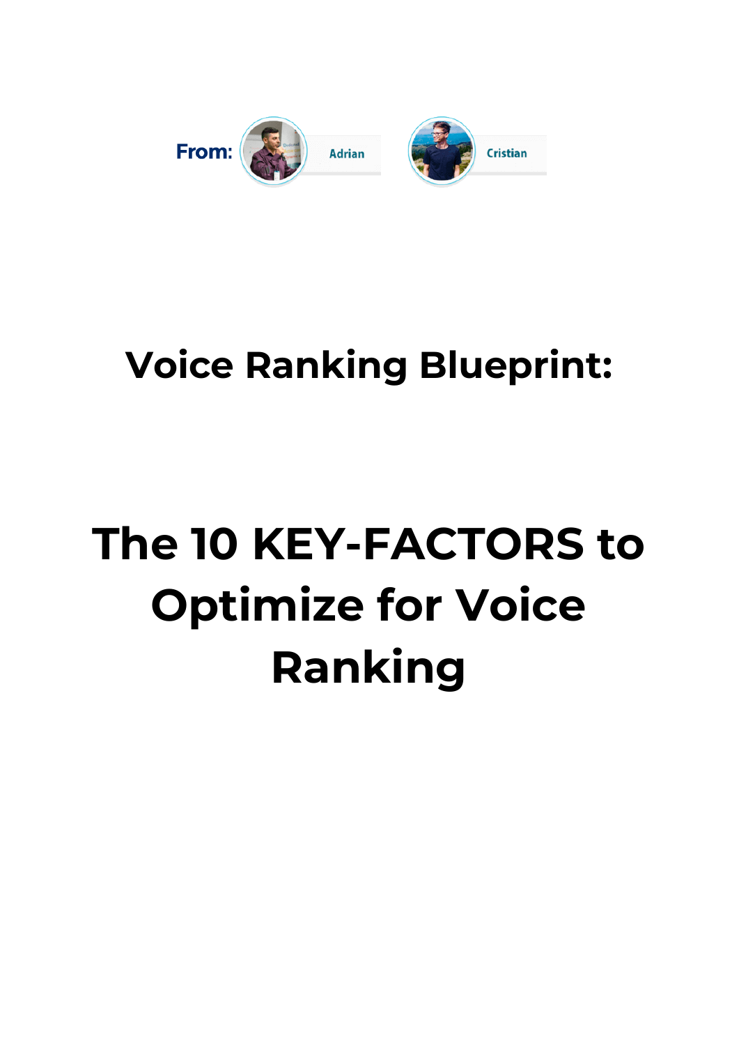From: Adrian Cristian

# Voice Ranking Blueprint:

# The 10 KEY-FACTORS to Optimize for Voice Ranking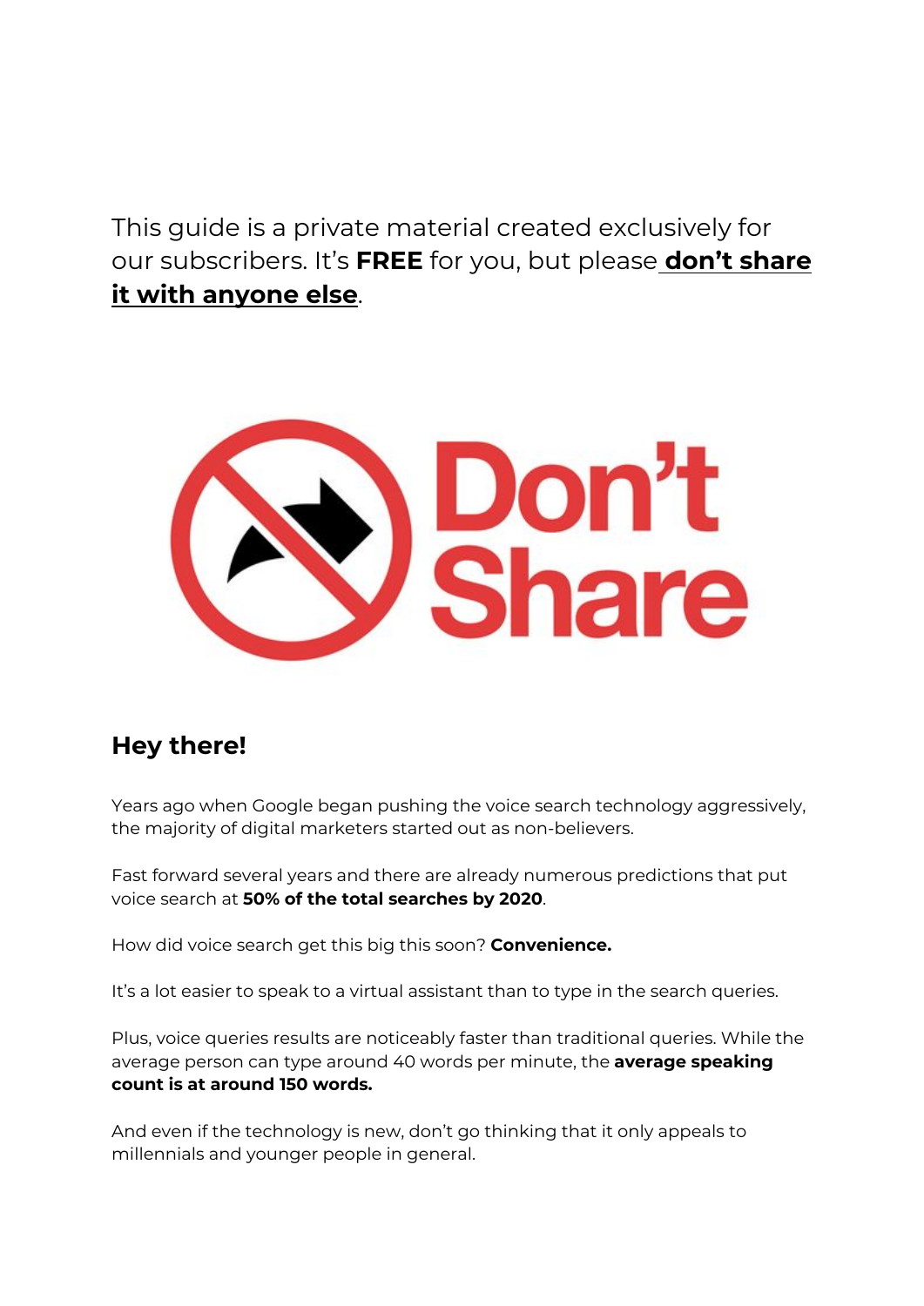This guide is a private material created exclusively for our subscribers. It's **FREE** for you, but please **don't share it with anyone else**.

## Hey there!

Years ago when Google began pushing the voice search technology aggressively, the majority of digital marketers started out as non-believers.

Fast forward several years and there are already numerous predictions that put voice search at **50% of the total searches by 2020**.

How did voice search get this big this soon? **Convenience.**

It's a lot easier to speak to a virtual assistant than to type in the search queries.

Plus, voice queries results are noticeably faster than traditional queries. While the average person can type around 40 words per minute, the **average speaking count is at around 150 words.**

And even if the technology is new, don't go thinking that it only appeals to millennials and younger people in general.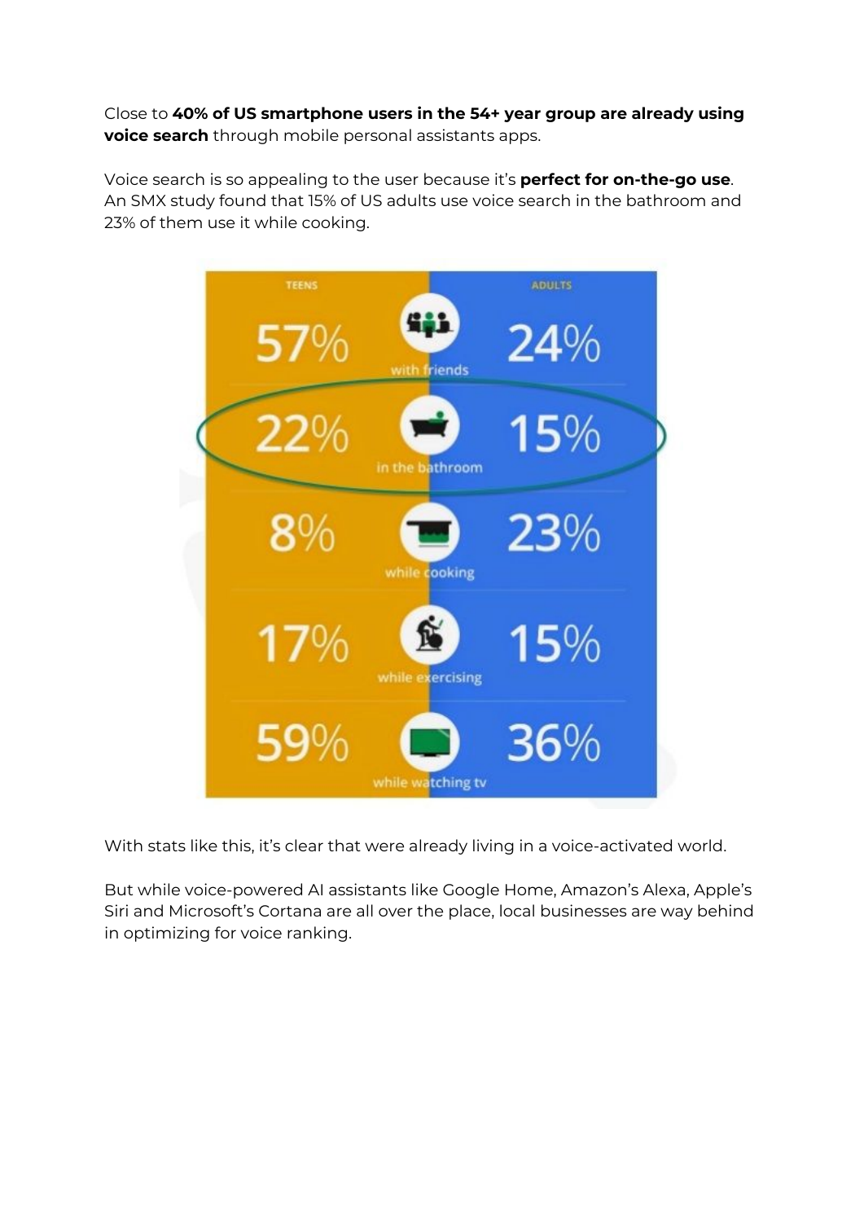Close to **40% of US smartphone users in the 54+ year group are already using voice search** through mobile personal assistants apps.

Voice search is so appealing to the user because it's **perfect for on-the-go use**. An SMX study found that 15% of US adults use voice search in the bathroom and 23% of them use it while cooking.

| TEENS | | ADULTS |
|---|---|---|
| 57% | with friends | 24% |
| 22% | in the bathroom | 15% |
| 8% | while cooking | 23% |
| 17% | while exercising | 15% |
| 59% | while watching tv | 36% |

With stats like this, it's clear that were already living in a voice-activated world.

But while voice-powered AI assistants like Google Home, Amazon's Alexa, Apple's Siri and Microsoft's Cortana are all over the place, local businesses are way behind in optimizing for voice ranking.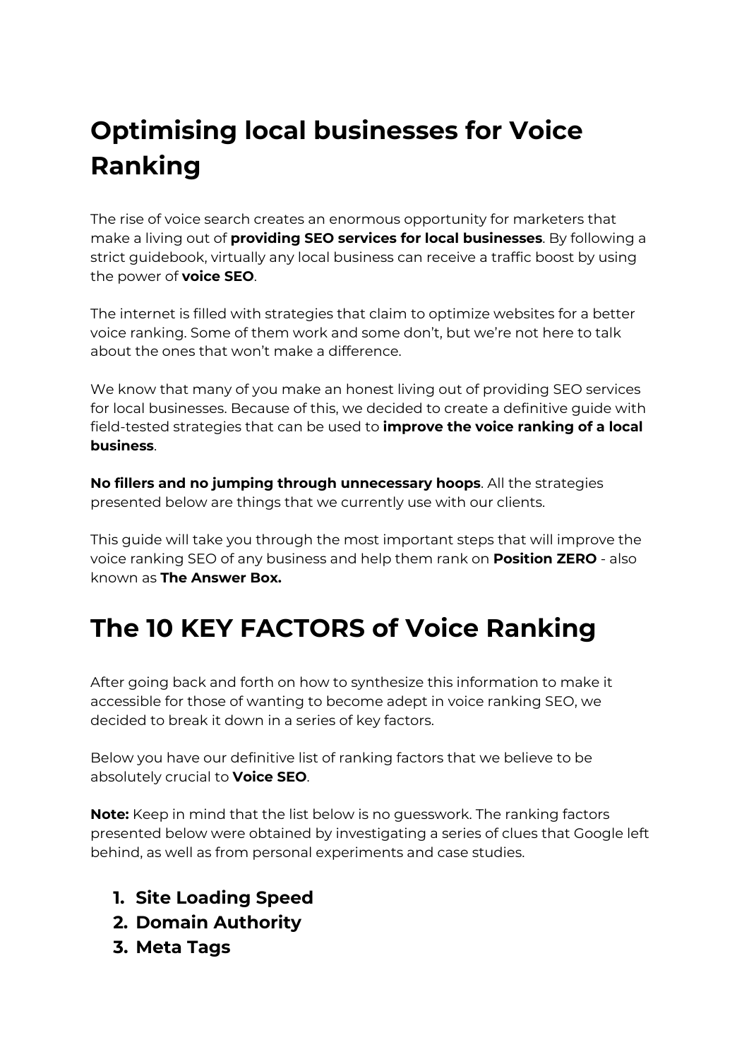# Optimising local businesses for Voice Ranking

The rise of voice search creates an enormous opportunity for marketers that make a living out of **providing SEO services for local businesses**. By following a strict guidebook, virtually any local business can receive a traffic boost by using the power of **voice SEO**.

The internet is filled with strategies that claim to optimize websites for a better voice ranking. Some of them work and some don't, but we're not here to talk about the ones that won't make a difference.

We know that many of you make an honest living out of providing SEO services for local businesses. Because of this, we decided to create a definitive guide with field-tested strategies that can be used to **improve the voice ranking of a local business**.

**No fillers and no jumping through unnecessary hoops**. All the strategies presented below are things that we currently use with our clients.

This guide will take you through the most important steps that will improve the voice ranking SEO of any business and help them rank on **Position ZERO** - also known as **The Answer Box.**

# The 10 KEY FACTORS of Voice Ranking

After going back and forth on how to synthesize this information to make it accessible for those of wanting to become adept in voice ranking SEO, we decided to break it down in a series of key factors.

Below you have our definitive list of ranking factors that we believe to be absolutely crucial to **Voice SEO**.

**Note:** Keep in mind that the list below is no guesswork. The ranking factors presented below were obtained by investigating a series of clues that Google left behind, as well as from personal experiments and case studies.

1. **Site Loading Speed**
2. **Domain Authority**
3. **Meta Tags**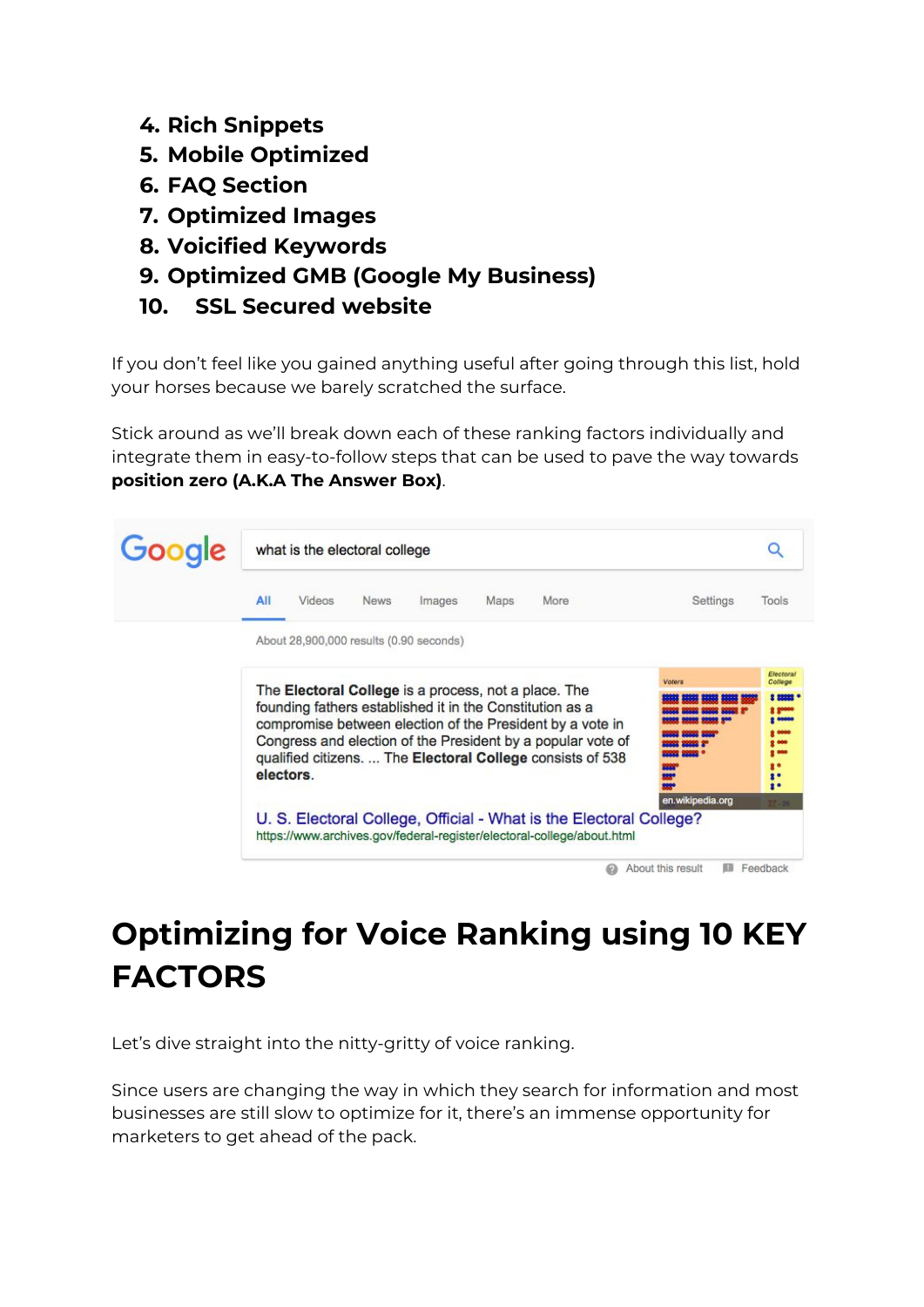4. **Rich Snippets**
5. **Mobile Optimized**
6. **FAQ Section**
7. **Optimized Images**
8. **Voicified Keywords**
9. **Optimized GMB (Google My Business)**
10. **SSL Secured website**

If you don't feel like you gained anything useful after going through this list, hold your horses because we barely scratched the surface.

Stick around as we'll break down each of these ranking factors individually and integrate them in easy-to-follow steps that can be used to pave the way towards **position zero (A.K.A The Answer Box)**.

# Optimizing for Voice Ranking using 10 KEY FACTORS

Let's dive straight into the nitty-gritty of voice ranking.

Since users are changing the way in which they search for information and most businesses are still slow to optimize for it, there's an immense opportunity for marketers to get ahead of the pack.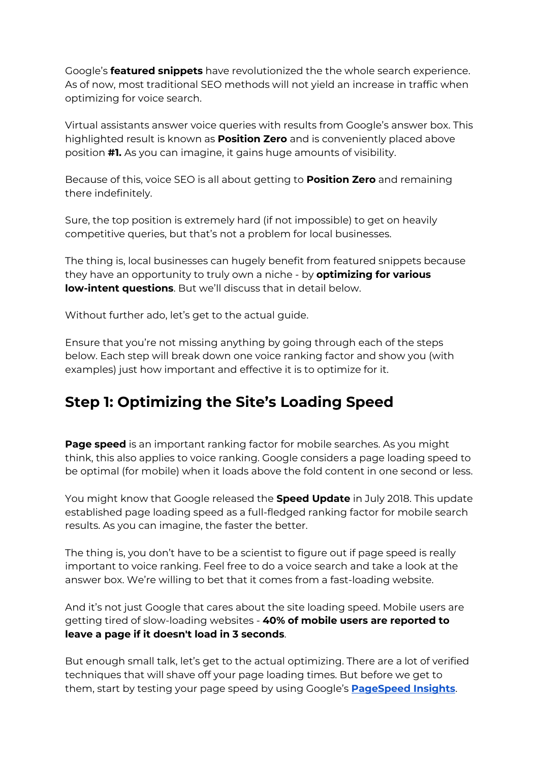Google's **featured snippets** have revolutionized the the whole search experience. As of now, most traditional SEO methods will not yield an increase in traffic when optimizing for voice search.

Virtual assistants answer voice queries with results from Google's answer box. This highlighted result is known as **Position Zero** and is conveniently placed above position **#1.** As you can imagine, it gains huge amounts of visibility.

Because of this, voice SEO is all about getting to **Position Zero** and remaining there indefinitely.

Sure, the top position is extremely hard (if not impossible) to get on heavily competitive queries, but that's not a problem for local businesses.

The thing is, local businesses can hugely benefit from featured snippets because they have an opportunity to truly own a niche - by **optimizing for various low-intent questions**. But we'll discuss that in detail below.

Without further ado, let's get to the actual guide.

Ensure that you're not missing anything by going through each of the steps below. Each step will break down one voice ranking factor and show you (with examples) just how important and effective it is to optimize for it.

## Step 1: Optimizing the Site's Loading Speed

**Page speed** is an important ranking factor for mobile searches. As you might think, this also applies to voice ranking. Google considers a page loading speed to be optimal (for mobile) when it loads above the fold content in one second or less.

You might know that Google released the **Speed Update** in July 2018. This update established page loading speed as a full-fledged ranking factor for mobile search results. As you can imagine, the faster the better.

The thing is, you don't have to be a scientist to figure out if page speed is really important to voice ranking. Feel free to do a voice search and take a look at the answer box. We're willing to bet that it comes from a fast-loading website.

And it's not just Google that cares about the site loading speed. Mobile users are getting tired of slow-loading websites - **40% of mobile users are reported to leave a page if it doesn't load in 3 seconds**.

But enough small talk, let's get to the actual optimizing. There are a lot of verified techniques that will shave off your page loading times. But before we get to them, start by testing your page speed by using Google's **PageSpeed Insights**.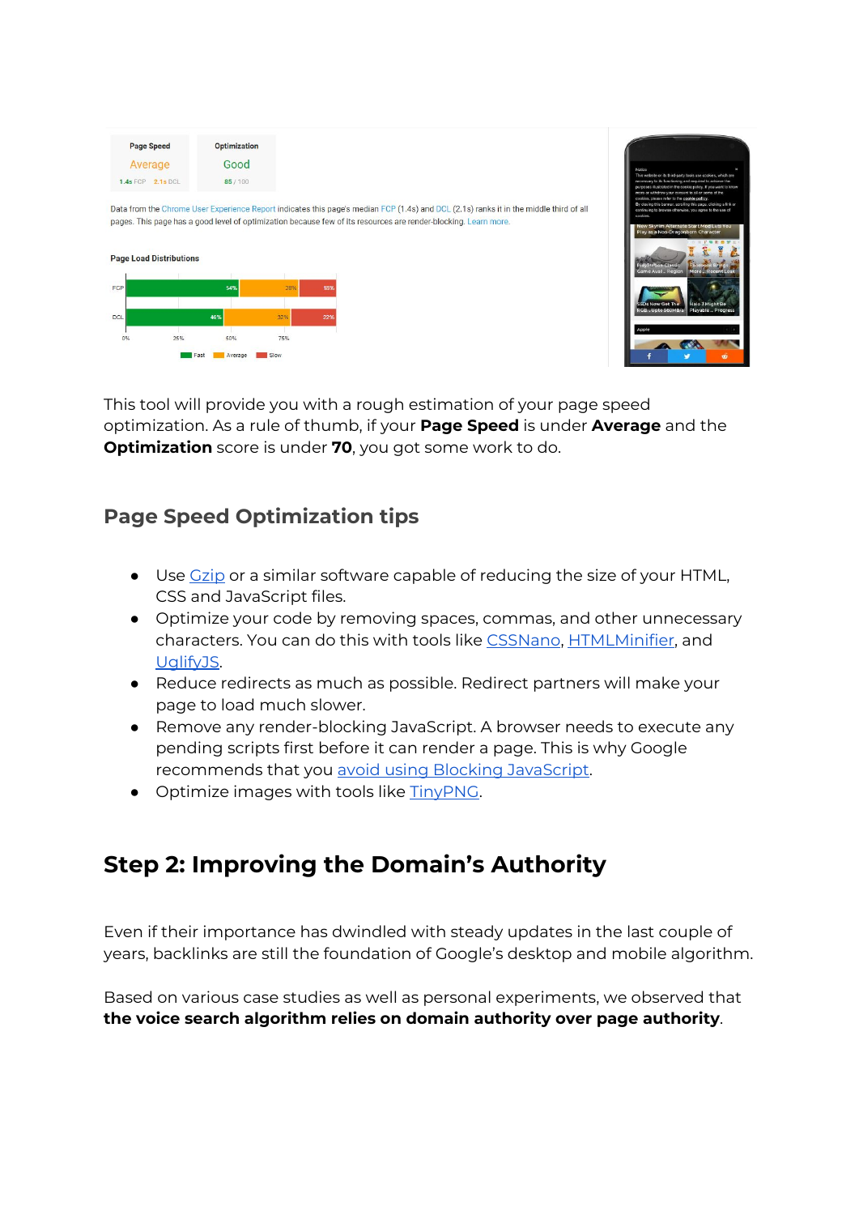This tool will provide you with a rough estimation of your page speed optimization. As a rule of thumb, if your **Page Speed** is under **Average** and the **Optimization** score is under **70**, you got some work to do.

## Page Speed Optimization tips

- Use Gzip or a similar software capable of reducing the size of your HTML, CSS and JavaScript files.
- Optimize your code by removing spaces, commas, and other unnecessary characters. You can do this with tools like CSSNano, HTMLMinifier, and UglifyJS.
- Reduce redirects as much as possible. Redirect partners will make your page to load much slower.
- Remove any render-blocking JavaScript. A browser needs to execute any pending scripts first before it can render a page. This is why Google recommends that you avoid using Blocking JavaScript.
- Optimize images with tools like TinyPNG.

# Step 2: Improving the Domain's Authority

Even if their importance has dwindled with steady updates in the last couple of years, backlinks are still the foundation of Google's desktop and mobile algorithm.

Based on various case studies as well as personal experiments, we observed that **the voice search algorithm relies on domain authority over page authority**.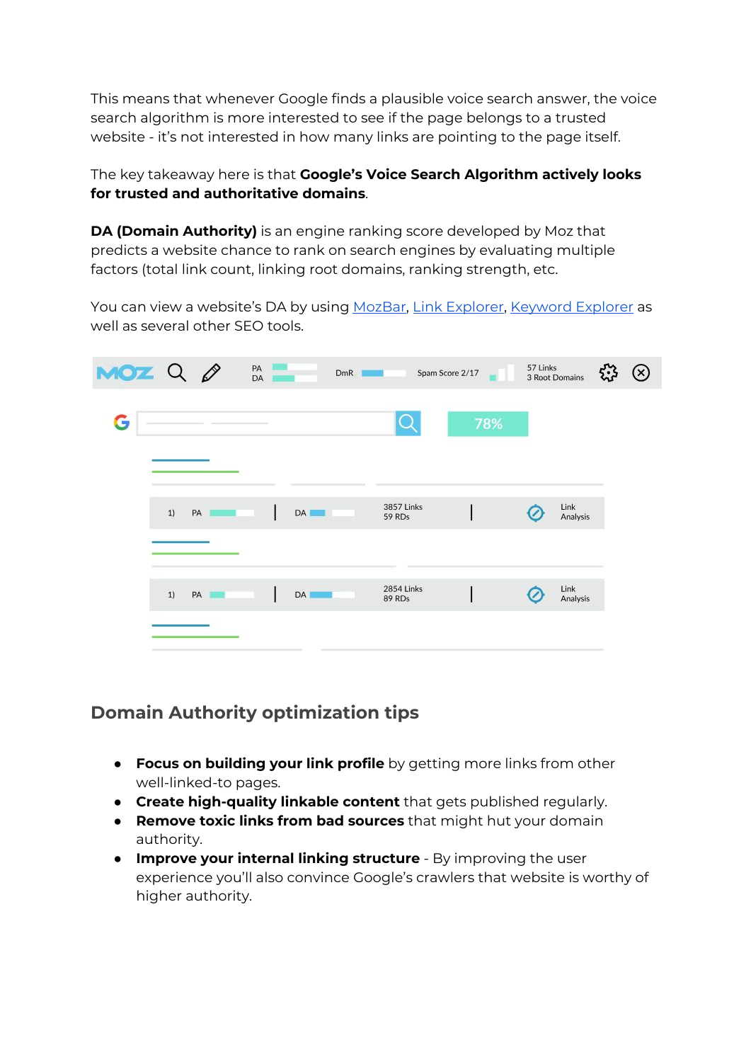This means that whenever Google finds a plausible voice search answer, the voice search algorithm is more interested to see if the page belongs to a trusted website - it's not interested in how many links are pointing to the page itself.

The key takeaway here is that **Google's Voice Search Algorithm actively looks for trusted and authoritative domains**.

**DA (Domain Authority)** is an engine ranking score developed by Moz that predicts a website chance to rank on search engines by evaluating multiple factors (total link count, linking root domains, ranking strength, etc.

You can view a website's DA by using [MozBar](), [Link Explorer](), [Keyword Explorer]() as well as several other SEO tools.

## Domain Authority optimization tips

- **Focus on building your link profile** by getting more links from other well-linked-to pages.
- **Create high-quality linkable content** that gets published regularly.
- **Remove toxic links from bad sources** that might hut your domain authority.
- **Improve your internal linking structure** - By improving the user experience you'll also convince Google's crawlers that website is worthy of higher authority.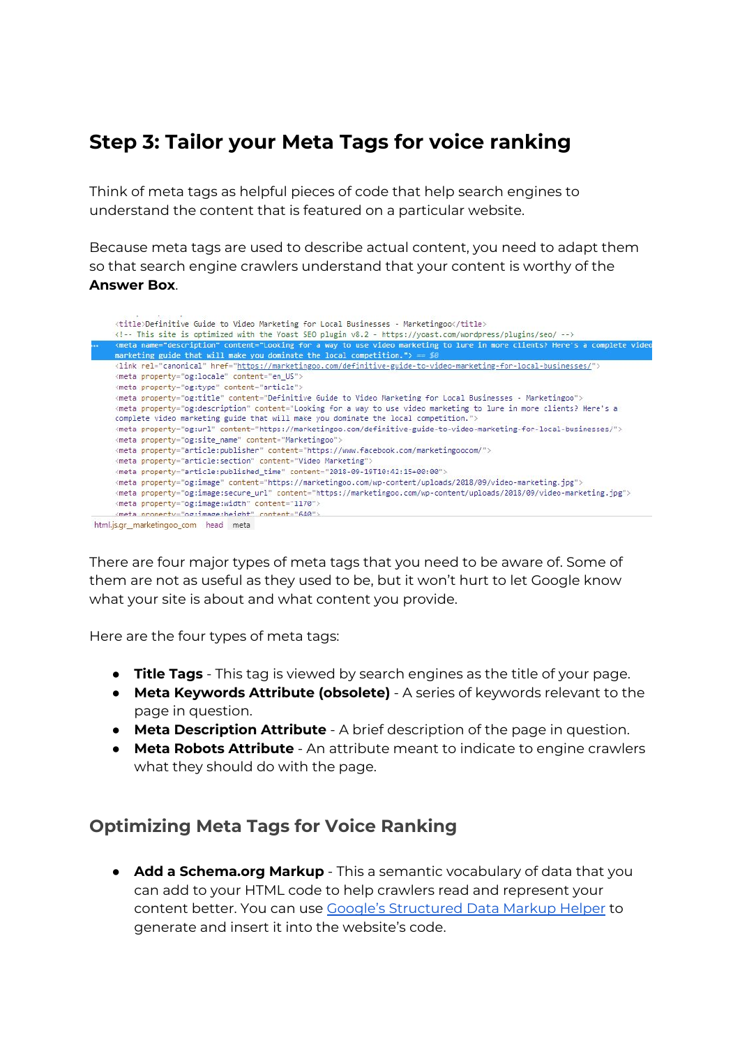## Step 3: Tailor your Meta Tags for voice ranking

Think of meta tags as helpful pieces of code that help search engines to understand the content that is featured on a particular website.

Because meta tags are used to describe actual content, you need to adapt them so that search engine crawlers understand that your content is worthy of the **Answer Box**.

```
<title>Definitive Guide to Video Marketing for Local Businesses - Marketingoo</title>
<!-- This site is optimized with the Yoast SEO plugin v8.2 - https://yoast.com/wordpress/plugins/seo/ -->
<meta name="description" content="Looking for a way to use video marketing to lure in more clients? Here's a complete video marketing guide that will make you dominate the local competition."> == $0
<link rel="canonical" href="https://marketingoo.com/definitive-guide-to-video-marketing-for-local-businesses/">
<meta property="og:locale" content="en_US">
<meta property="og:type" content="article">
<meta property="og:title" content="Definitive Guide to Video Marketing for Local Businesses - Marketingoo">
<meta property="og:description" content="Looking for a way to use video marketing to lure in more clients? Here's a complete video marketing guide that will make you dominate the local competition.">
<meta property="og:url" content="https://marketingoo.com/definitive-guide-to-video-marketing-for-local-businesses/">
<meta property="og:site_name" content="Marketingoo">
<meta property="article:publisher" content="https://www.facebook.com/marketingoocom/">
<meta property="article:section" content="Video Marketing">
<meta property="article:published_time" content="2018-09-19T10:42:15+00:00">
<meta property="og:image" content="https://marketingoo.com/wp-content/uploads/2018/09/video-marketing.jpg">
<meta property="og:image:secure_url" content="https://marketingoo.com/wp-content/uploads/2018/09/video-marketing.jpg">
<meta property="og:image:width" content="1170">
<meta property="og:image:height" content="640">
html.js.gr__marketingoo_com  head  meta
```

There are four major types of meta tags that you need to be aware of. Some of them are not as useful as they used to be, but it won't hurt to let Google know what your site is about and what content you provide.

Here are the four types of meta tags:

- **Title Tags** - This tag is viewed by search engines as the title of your page.
- **Meta Keywords Attribute (obsolete)** - A series of keywords relevant to the page in question.
- **Meta Description Attribute** - A brief description of the page in question.
- **Meta Robots Attribute** - An attribute meant to indicate to engine crawlers what they should do with the page.

### Optimizing Meta Tags for Voice Ranking

- **Add a Schema.org Markup** - This a semantic vocabulary of data that you can add to your HTML code to help crawlers read and represent your content better. You can use Google's Structured Data Markup Helper to generate and insert it into the website's code.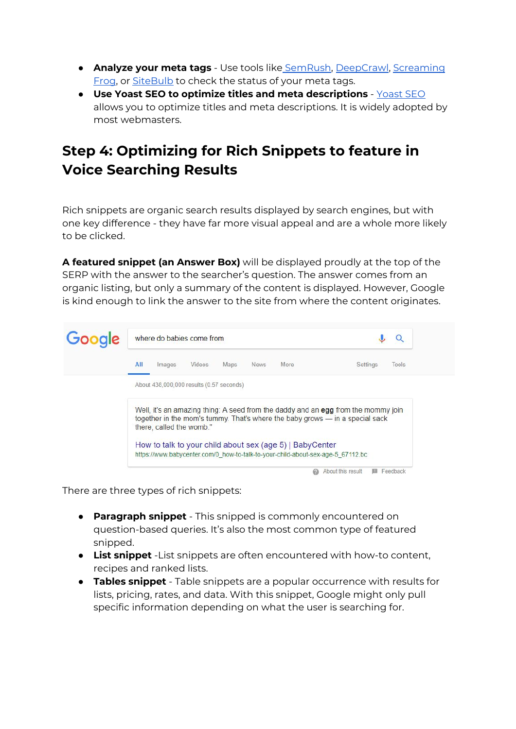- **Analyze your meta tags** - Use tools like SemRush, DeepCrawl, Screaming Frog, or SiteBulb to check the status of your meta tags.
- **Use Yoast SEO to optimize titles and meta descriptions** - Yoast SEO allows you to optimize titles and meta descriptions. It is widely adopted by most webmasters.

## Step 4: Optimizing for Rich Snippets to feature in Voice Searching Results

Rich snippets are organic search results displayed by search engines, but with one key difference - they have far more visual appeal and are a whole more likely to be clicked.

**A featured snippet (an Answer Box)** will be displayed proudly at the top of the SERP with the answer to the searcher's question. The answer comes from an organic listing, but only a summary of the content is displayed. However, Google is kind enough to link the answer to the site from where the content originates.

There are three types of rich snippets:

- **Paragraph snippet** - This snipped is commonly encountered on question-based queries. It's also the most common type of featured snipped.
- **List snippet** -List snippets are often encountered with how-to content, recipes and ranked lists.
- **Tables snippet** - Table snippets are a popular occurrence with results for lists, pricing, rates, and data. With this snippet, Google might only pull specific information depending on what the user is searching for.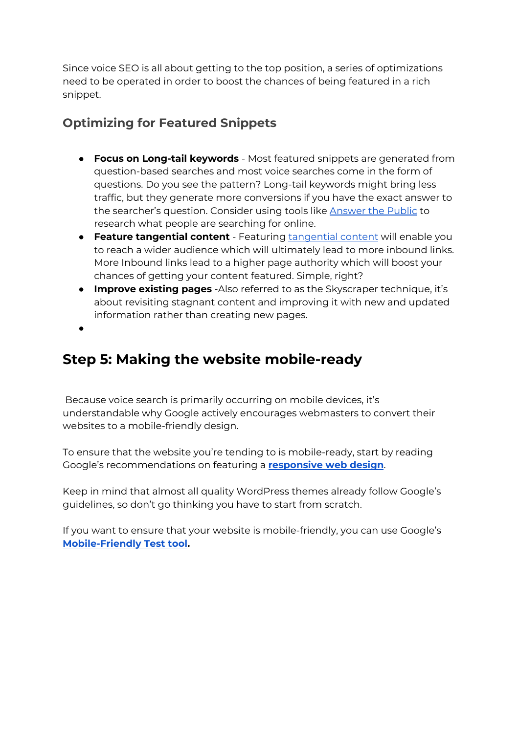Since voice SEO is all about getting to the top position, a series of optimizations need to be operated in order to boost the chances of being featured in a rich snippet.

### Optimizing for Featured Snippets

- **Focus on Long-tail keywords** - Most featured snippets are generated from question-based searches and most voice searches come in the form of questions. Do you see the pattern? Long-tail keywords might bring less traffic, but they generate more conversions if you have the exact answer to the searcher's question. Consider using tools like Answer the Public to research what people are searching for online.
- **Feature tangential content** - Featuring tangential content will enable you to reach a wider audience which will ultimately lead to more inbound links. More Inbound links lead to a higher page authority which will boost your chances of getting your content featured. Simple, right?
- **Improve existing pages** -Also referred to as the Skyscraper technique, it's about revisiting stagnant content and improving it with new and updated information rather than creating new pages.

## Step 5: Making the website mobile-ready

Because voice search is primarily occurring on mobile devices, it's understandable why Google actively encourages webmasters to convert their websites to a mobile-friendly design.

To ensure that the website you're tending to is mobile-ready, start by reading Google's recommendations on featuring a **responsive web design**.

Keep in mind that almost all quality WordPress themes already follow Google's guidelines, so don't go thinking you have to start from scratch.

If you want to ensure that your website is mobile-friendly, you can use Google's **Mobile-Friendly Test tool.**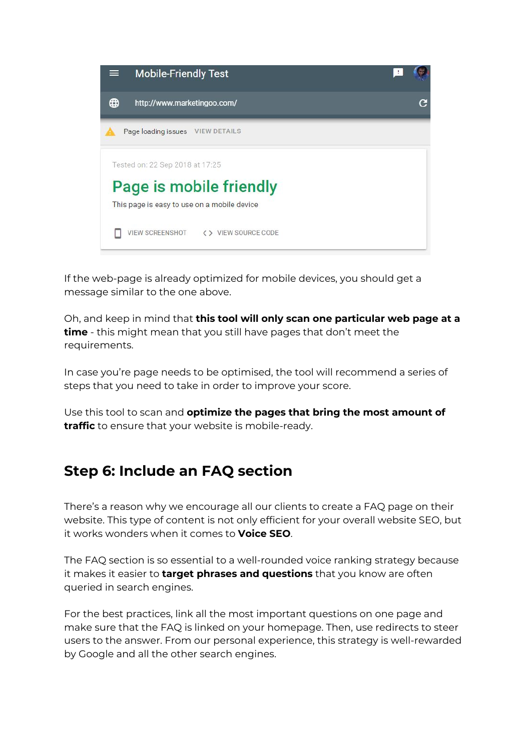If the web-page is already optimized for mobile devices, you should get a message similar to the one above.

Oh, and keep in mind that **this tool will only scan one particular web page at a time** - this might mean that you still have pages that don't meet the requirements.

In case you're page needs to be optimised, the tool will recommend a series of steps that you need to take in order to improve your score.

Use this tool to scan and **optimize the pages that bring the most amount of traffic** to ensure that your website is mobile-ready.

## Step 6: Include an FAQ section

There's a reason why we encourage all our clients to create a FAQ page on their website. This type of content is not only efficient for your overall website SEO, but it works wonders when it comes to **Voice SEO**.

The FAQ section is so essential to a well-rounded voice ranking strategy because it makes it easier to **target phrases and questions** that you know are often queried in search engines.

For the best practices, link all the most important questions on one page and make sure that the FAQ is linked on your homepage. Then, use redirects to steer users to the answer. From our personal experience, this strategy is well-rewarded by Google and all the other search engines.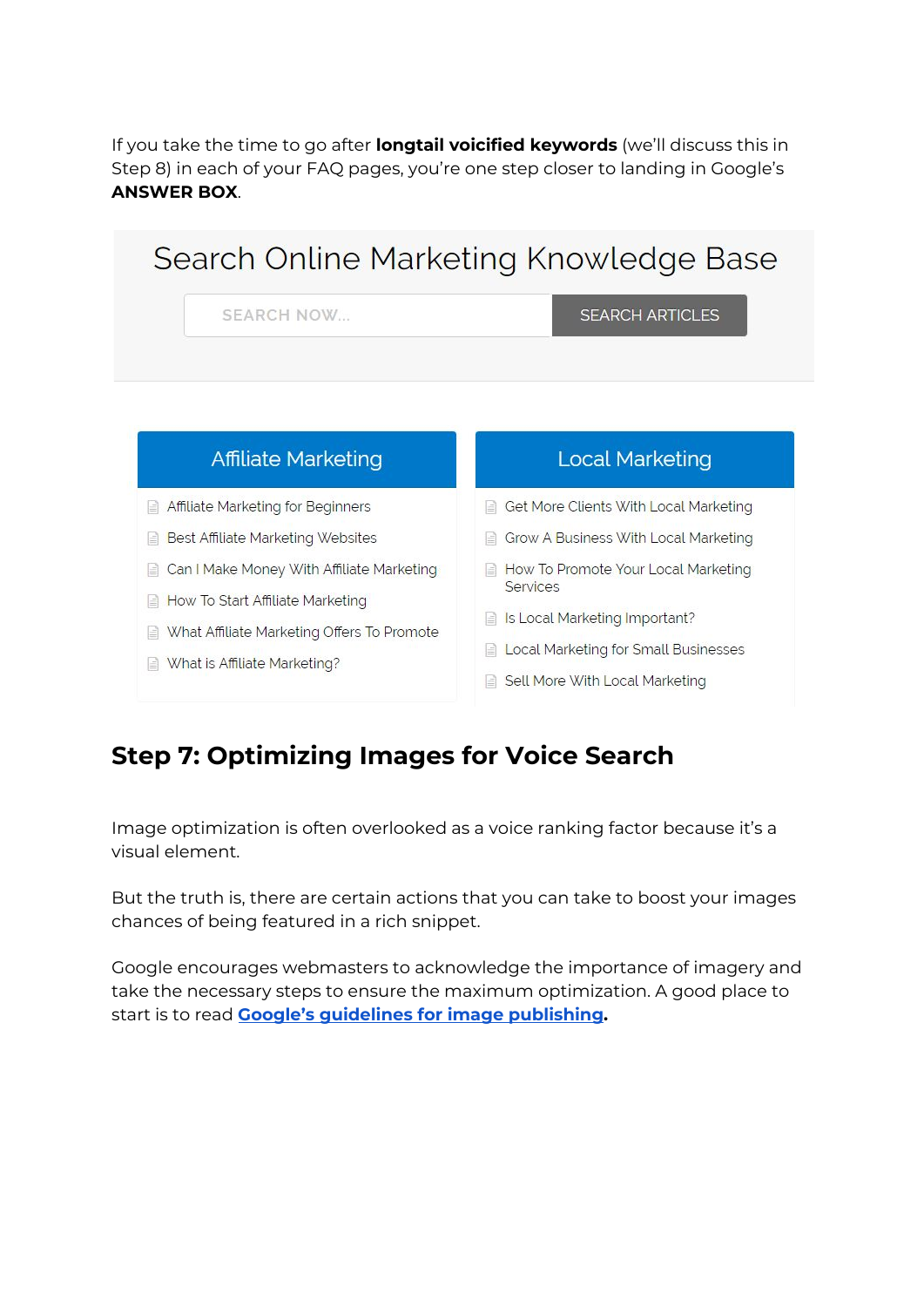If you take the time to go after **longtail voicified keywords** (we'll discuss this in Step 8) in each of your FAQ pages, you're one step closer to landing in Google's **ANSWER BOX**.

Search Online Marketing Knowledge Base

SEARCH NOW... | SEARCH ARTICLES

**Affiliate Marketing**

- Affiliate Marketing for Beginners
- Best Affiliate Marketing Websites
- Can I Make Money With Affiliate Marketing
- How To Start Affiliate Marketing
- What Affiliate Marketing Offers To Promote
- What is Affiliate Marketing?

**Local Marketing**

- Get More Clients With Local Marketing
- Grow A Business With Local Marketing
- How To Promote Your Local Marketing Services
- Is Local Marketing Important?
- Local Marketing for Small Businesses
- Sell More With Local Marketing

## Step 7: Optimizing Images for Voice Search

Image optimization is often overlooked as a voice ranking factor because it's a visual element.

But the truth is, there are certain actions that you can take to boost your images chances of being featured in a rich snippet.

Google encourages webmasters to acknowledge the importance of imagery and take the necessary steps to ensure the maximum optimization. A good place to start is to read **Google's guidelines for image publishing.**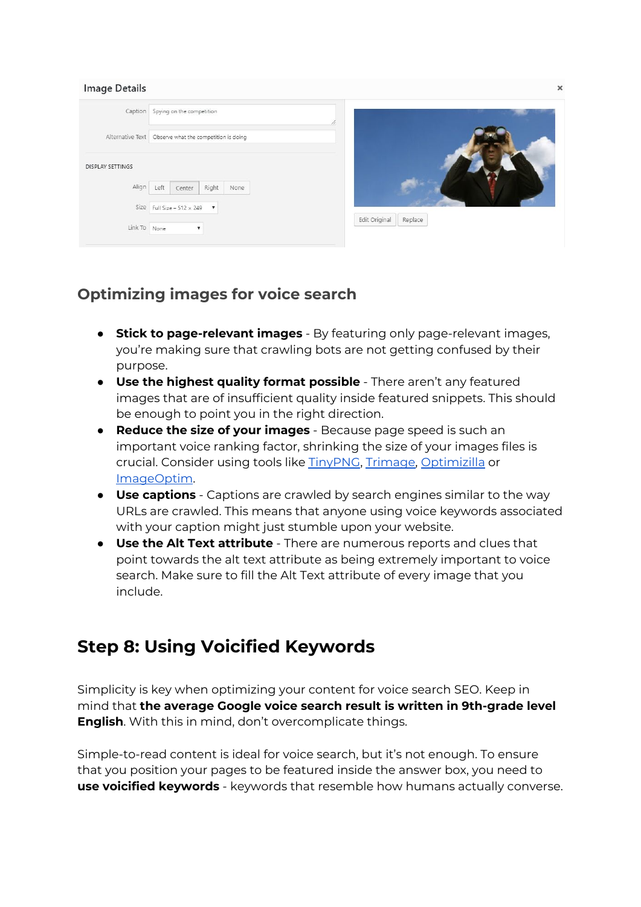## Optimizing images for voice search

- **Stick to page-relevant images** - By featuring only page-relevant images, you're making sure that crawling bots are not getting confused by their purpose.
- **Use the highest quality format possible** - There aren't any featured images that are of insufficient quality inside featured snippets. This should be enough to point you in the right direction.
- **Reduce the size of your images** - Because page speed is such an important voice ranking factor, shrinking the size of your images files is crucial. Consider using tools like TinyPNG, Trimage, Optimizilla or ImageOptim.
- **Use captions** - Captions are crawled by search engines similar to the way URLs are crawled. This means that anyone using voice keywords associated with your caption might just stumble upon your website.
- **Use the Alt Text attribute** - There are numerous reports and clues that point towards the alt text attribute as being extremely important to voice search. Make sure to fill the Alt Text attribute of every image that you include.

# Step 8: Using Voicified Keywords

Simplicity is key when optimizing your content for voice search SEO. Keep in mind that **the average Google voice search result is written in 9th-grade level English**. With this in mind, don't overcomplicate things.

Simple-to-read content is ideal for voice search, but it's not enough. To ensure that you position your pages to be featured inside the answer box, you need to **use voicified keywords** - keywords that resemble how humans actually converse.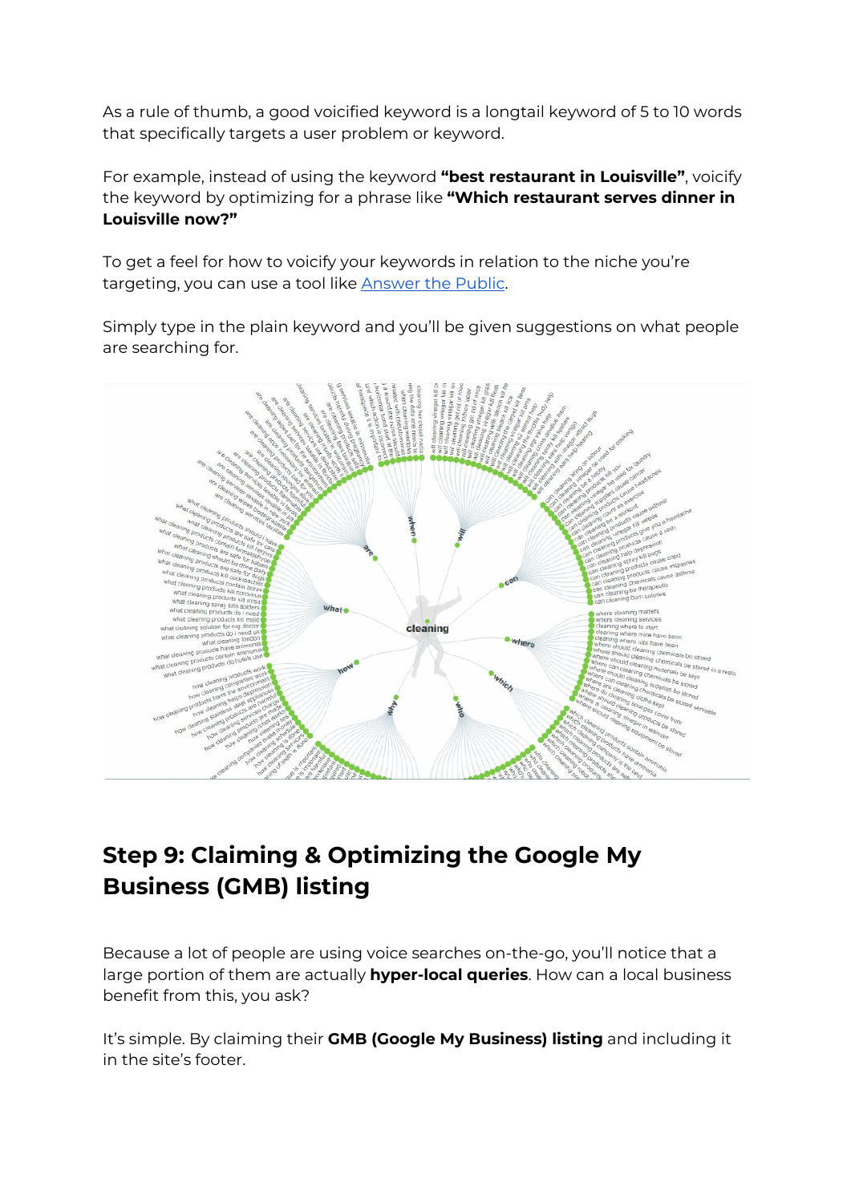As a rule of thumb, a good voicified keyword is a longtail keyword of 5 to 10 words that specifically targets a user problem or keyword.

For example, instead of using the keyword **"best restaurant in Louisville"**, voicify the keyword by optimizing for a phrase like **"Which restaurant serves dinner in Louisville now?"**

To get a feel for how to voicify your keywords in relation to the niche you're targeting, you can use a tool like [Answer the Public](Answer the Public).

Simply type in the plain keyword and you'll be given suggestions on what people are searching for.

## Step 9: Claiming & Optimizing the Google My Business (GMB) listing

Because a lot of people are using voice searches on-the-go, you'll notice that a large portion of them are actually **hyper-local queries**. How can a local business benefit from this, you ask?

It's simple. By claiming their **GMB (Google My Business) listing** and including it in the site's footer.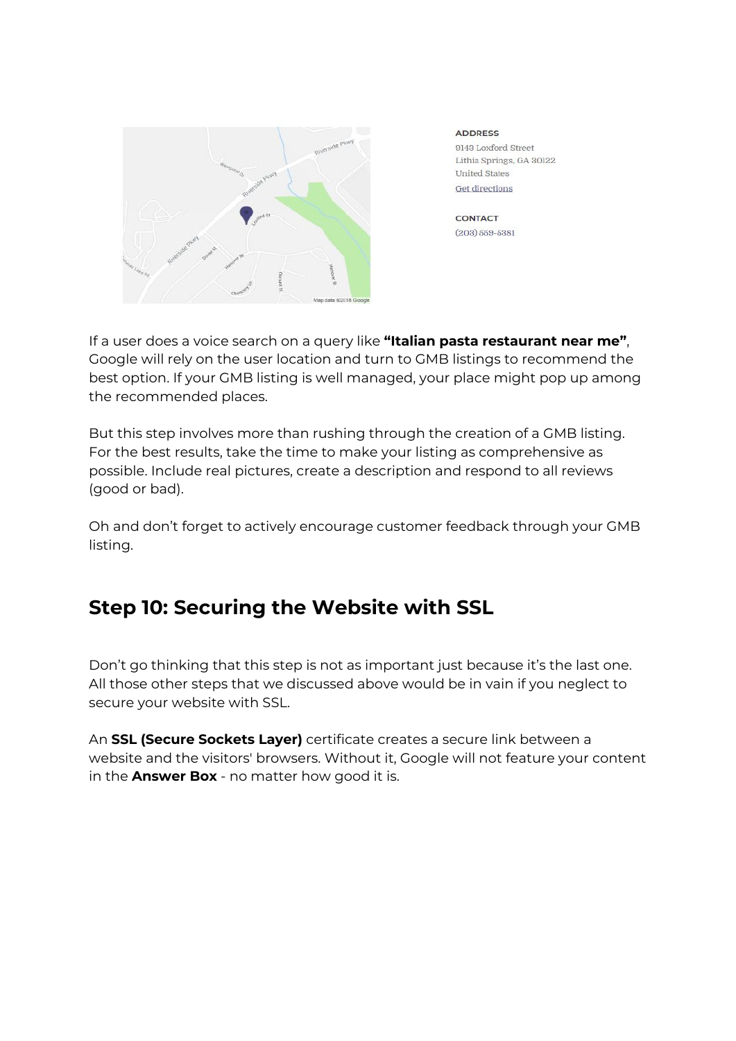**ADDRESS**
9143 Loxford Street
Lithia Springs, GA 30122
United States
Get directions

**CONTACT**
(203) 559-5381

If a user does a voice search on a query like **"Italian pasta restaurant near me"**, Google will rely on the user location and turn to GMB listings to recommend the best option. If your GMB listing is well managed, your place might pop up among the recommended places.

But this step involves more than rushing through the creation of a GMB listing. For the best results, take the time to make your listing as comprehensive as possible. Include real pictures, create a description and respond to all reviews (good or bad).

Oh and don't forget to actively encourage customer feedback through your GMB listing.

## Step 10: Securing the Website with SSL

Don't go thinking that this step is not as important just because it's the last one. All those other steps that we discussed above would be in vain if you neglect to secure your website with SSL.

An **SSL (Secure Sockets Layer)** certificate creates a secure link between a website and the visitors' browsers. Without it, Google will not feature your content in the **Answer Box** - no matter how good it is.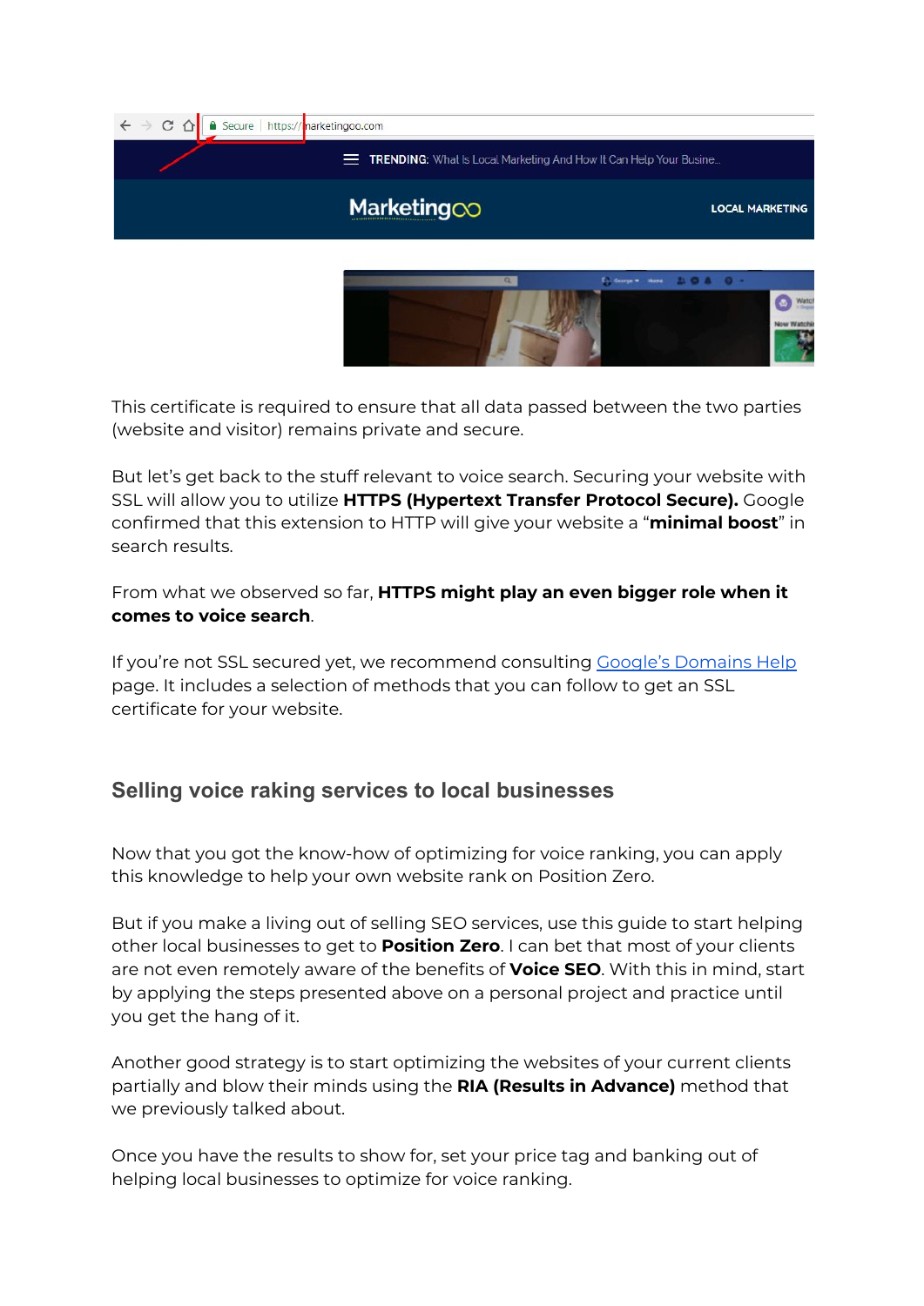This certificate is required to ensure that all data passed between the two parties (website and visitor) remains private and secure.

But let's get back to the stuff relevant to voice search. Securing your website with SSL will allow you to utilize **HTTPS (Hypertext Transfer Protocol Secure).** Google confirmed that this extension to HTTP will give your website a "**minimal boost**" in search results.

From what we observed so far, **HTTPS might play an even bigger role when it comes to voice search**.

If you're not SSL secured yet, we recommend consulting Google's Domains Help page. It includes a selection of methods that you can follow to get an SSL certificate for your website.

## Selling voice raking services to local businesses

Now that you got the know-how of optimizing for voice ranking, you can apply this knowledge to help your own website rank on Position Zero.

But if you make a living out of selling SEO services, use this guide to start helping other local businesses to get to **Position Zero**. I can bet that most of your clients are not even remotely aware of the benefits of **Voice SEO**. With this in mind, start by applying the steps presented above on a personal project and practice until you get the hang of it.

Another good strategy is to start optimizing the websites of your current clients partially and blow their minds using the **RIA (Results in Advance)** method that we previously talked about.

Once you have the results to show for, set your price tag and banking out of helping local businesses to optimize for voice ranking.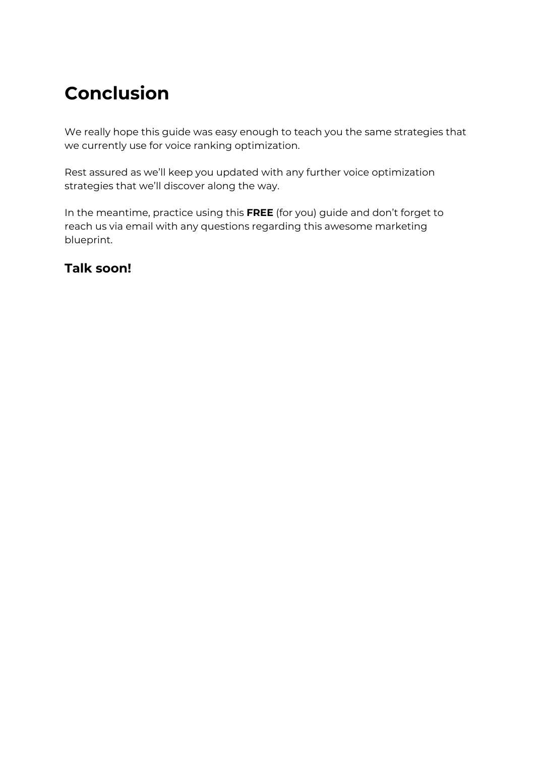# Conclusion

We really hope this guide was easy enough to teach you the same strategies that we currently use for voice ranking optimization.

Rest assured as we'll keep you updated with any further voice optimization strategies that we'll discover along the way.

In the meantime, practice using this **FREE** (for you) guide and don't forget to reach us via email with any questions regarding this awesome marketing blueprint.

## Talk soon!